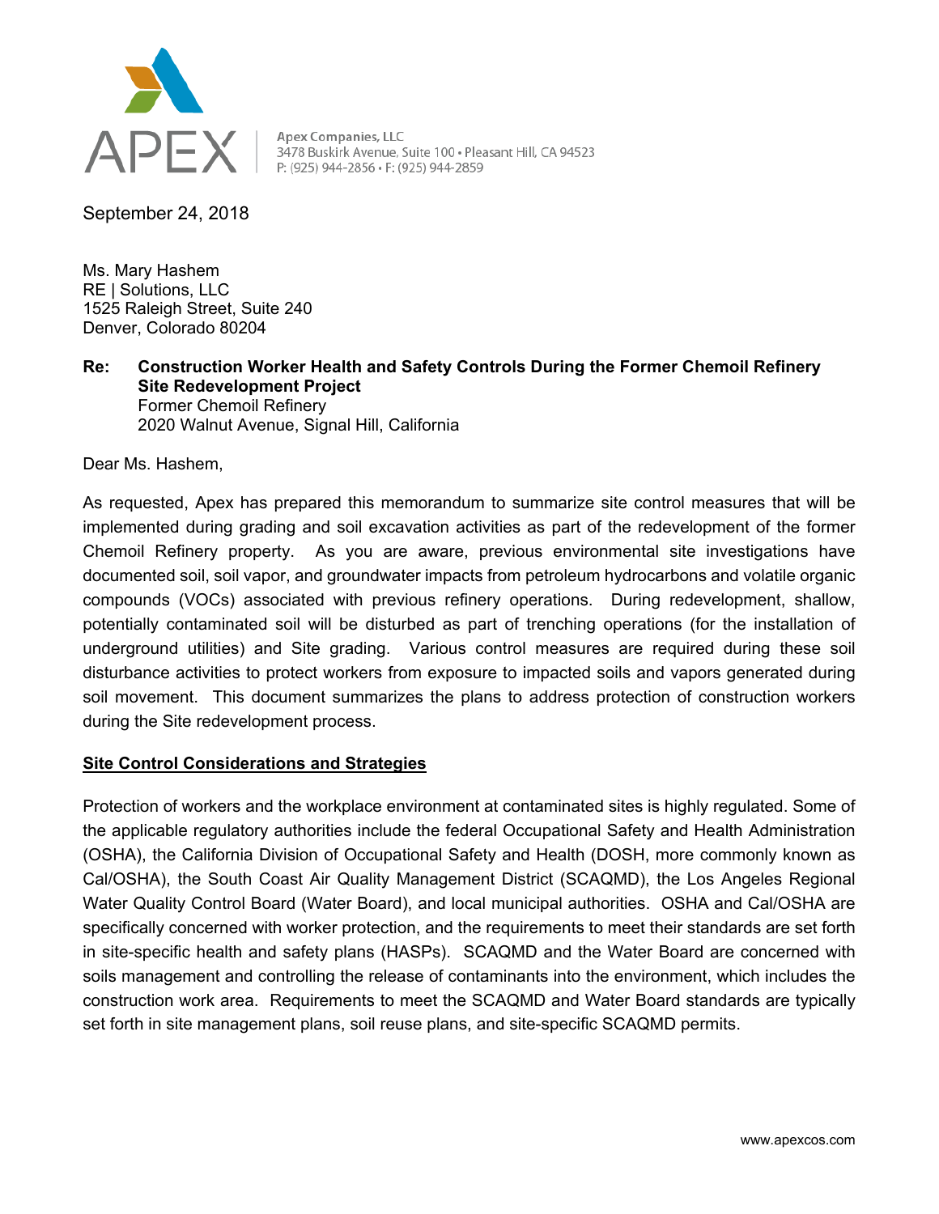APEX

Apex Companies, LLC
3478 Buskirk Avenue, Suite 100 • Pleasant Hill, CA 94523
P: (925) 944-2856 • F: (925) 944-2859

September 24, 2018

Ms. Mary Hashem
RE | Solutions, LLC
1525 Raleigh Street, Suite 240
Denver, Colorado 80204

**Re: Construction Worker Health and Safety Controls During the Former Chemoil Refinery Site Redevelopment Project**
Former Chemoil Refinery
2020 Walnut Avenue, Signal Hill, California

Dear Ms. Hashem,

As requested, Apex has prepared this memorandum to summarize site control measures that will be implemented during grading and soil excavation activities as part of the redevelopment of the former Chemoil Refinery property. As you are aware, previous environmental site investigations have documented soil, soil vapor, and groundwater impacts from petroleum hydrocarbons and volatile organic compounds (VOCs) associated with previous refinery operations. During redevelopment, shallow, potentially contaminated soil will be disturbed as part of trenching operations (for the installation of underground utilities) and Site grading. Various control measures are required during these soil disturbance activities to protect workers from exposure to impacted soils and vapors generated during soil movement. This document summarizes the plans to address protection of construction workers during the Site redevelopment process.

## Site Control Considerations and Strategies

Protection of workers and the workplace environment at contaminated sites is highly regulated. Some of the applicable regulatory authorities include the federal Occupational Safety and Health Administration (OSHA), the California Division of Occupational Safety and Health (DOSH, more commonly known as Cal/OSHA), the South Coast Air Quality Management District (SCAQMD), the Los Angeles Regional Water Quality Control Board (Water Board), and local municipal authorities. OSHA and Cal/OSHA are specifically concerned with worker protection, and the requirements to meet their standards are set forth in site-specific health and safety plans (HASPs). SCAQMD and the Water Board are concerned with soils management and controlling the release of contaminants into the environment, which includes the construction work area. Requirements to meet the SCAQMD and Water Board standards are typically set forth in site management plans, soil reuse plans, and site-specific SCAQMD permits.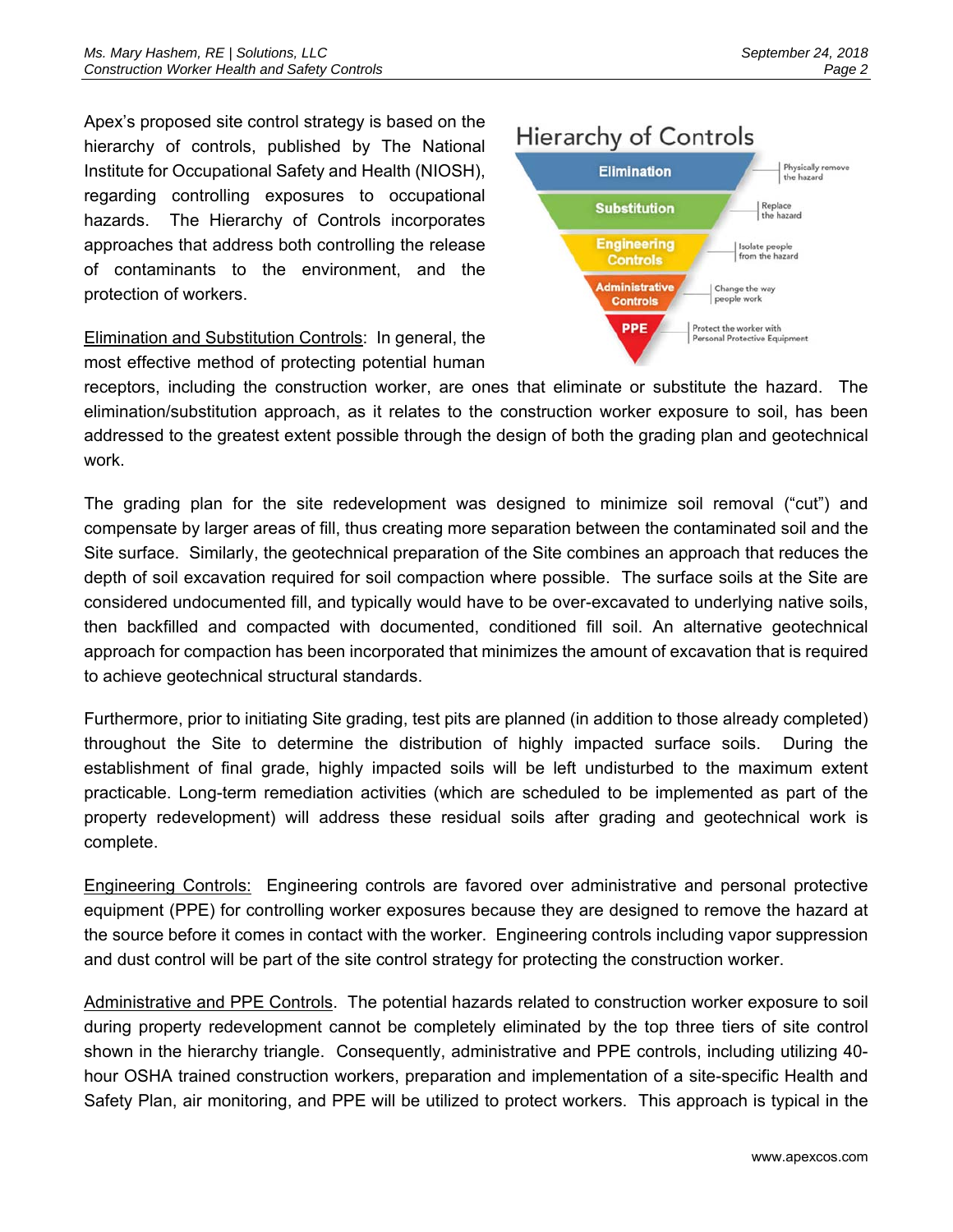Apex's proposed site control strategy is based on the hierarchy of controls, published by The National Institute for Occupational Safety and Health (NIOSH), regarding controlling exposures to occupational hazards. The Hierarchy of Controls incorporates approaches that address both controlling the release of contaminants to the environment, and the protection of workers.

**Hierarchy of Controls**

- **Elimination** – Physically remove the hazard
- **Substitution** – Replace the hazard
- **Engineering Controls** – Isolate people from the hazard
- **Administrative Controls** – Change the way people work
- **PPE** – Protect the worker with Personal Protective Equipment

Elimination and Substitution Controls: In general, the most effective method of protecting potential human receptors, including the construction worker, are ones that eliminate or substitute the hazard. The elimination/substitution approach, as it relates to the construction worker exposure to soil, has been addressed to the greatest extent possible through the design of both the grading plan and geotechnical work.

The grading plan for the site redevelopment was designed to minimize soil removal ("cut") and compensate by larger areas of fill, thus creating more separation between the contaminated soil and the Site surface. Similarly, the geotechnical preparation of the Site combines an approach that reduces the depth of soil excavation required for soil compaction where possible. The surface soils at the Site are considered undocumented fill, and typically would have to be over-excavated to underlying native soils, then backfilled and compacted with documented, conditioned fill soil. An alternative geotechnical approach for compaction has been incorporated that minimizes the amount of excavation that is required to achieve geotechnical structural standards.

Furthermore, prior to initiating Site grading, test pits are planned (in addition to those already completed) throughout the Site to determine the distribution of highly impacted surface soils. During the establishment of final grade, highly impacted soils will be left undisturbed to the maximum extent practicable. Long-term remediation activities (which are scheduled to be implemented as part of the property redevelopment) will address these residual soils after grading and geotechnical work is complete.

Engineering Controls: Engineering controls are favored over administrative and personal protective equipment (PPE) for controlling worker exposures because they are designed to remove the hazard at the source before it comes in contact with the worker. Engineering controls including vapor suppression and dust control will be part of the site control strategy for protecting the construction worker.

Administrative and PPE Controls. The potential hazards related to construction worker exposure to soil during property redevelopment cannot be completely eliminated by the top three tiers of site control shown in the hierarchy triangle. Consequently, administrative and PPE controls, including utilizing 40-hour OSHA trained construction workers, preparation and implementation of a site-specific Health and Safety Plan, air monitoring, and PPE will be utilized to protect workers. This approach is typical in the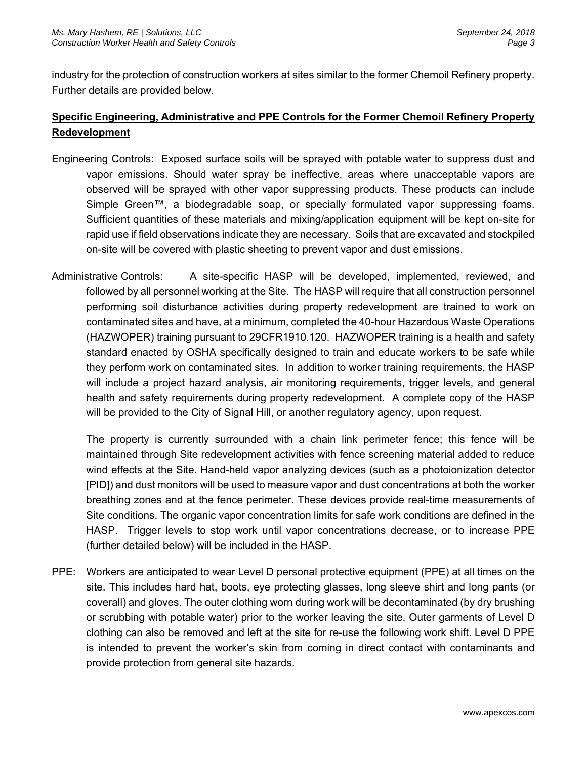industry for the protection of construction workers at sites similar to the former Chemoil Refinery property. Further details are provided below.

**Specific Engineering, Administrative and PPE Controls for the Former Chemoil Refinery Property Redevelopment**

Engineering Controls: Exposed surface soils will be sprayed with potable water to suppress dust and vapor emissions. Should water spray be ineffective, areas where unacceptable vapors are observed will be sprayed with other vapor suppressing products. These products can include Simple Green™, a biodegradable soap, or specially formulated vapor suppressing foams. Sufficient quantities of these materials and mixing/application equipment will be kept on-site for rapid use if field observations indicate they are necessary. Soils that are excavated and stockpiled on-site will be covered with plastic sheeting to prevent vapor and dust emissions.

Administrative Controls: A site-specific HASP will be developed, implemented, reviewed, and followed by all personnel working at the Site. The HASP will require that all construction personnel performing soil disturbance activities during property redevelopment are trained to work on contaminated sites and have, at a minimum, completed the 40-hour Hazardous Waste Operations (HAZWOPER) training pursuant to 29CFR1910.120. HAZWOPER training is a health and safety standard enacted by OSHA specifically designed to train and educate workers to be safe while they perform work on contaminated sites. In addition to worker training requirements, the HASP will include a project hazard analysis, air monitoring requirements, trigger levels, and general health and safety requirements during property redevelopment. A complete copy of the HASP will be provided to the City of Signal Hill, or another regulatory agency, upon request.

The property is currently surrounded with a chain link perimeter fence; this fence will be maintained through Site redevelopment activities with fence screening material added to reduce wind effects at the Site. Hand-held vapor analyzing devices (such as a photoionization detector [PID]) and dust monitors will be used to measure vapor and dust concentrations at both the worker breathing zones and at the fence perimeter. These devices provide real-time measurements of Site conditions. The organic vapor concentration limits for safe work conditions are defined in the HASP. Trigger levels to stop work until vapor concentrations decrease, or to increase PPE (further detailed below) will be included in the HASP.

PPE: Workers are anticipated to wear Level D personal protective equipment (PPE) at all times on the site. This includes hard hat, boots, eye protecting glasses, long sleeve shirt and long pants (or coverall) and gloves. The outer clothing worn during work will be decontaminated (by dry brushing or scrubbing with potable water) prior to the worker leaving the site. Outer garments of Level D clothing can also be removed and left at the site for re-use the following work shift. Level D PPE is intended to prevent the worker's skin from coming in direct contact with contaminants and provide protection from general site hazards.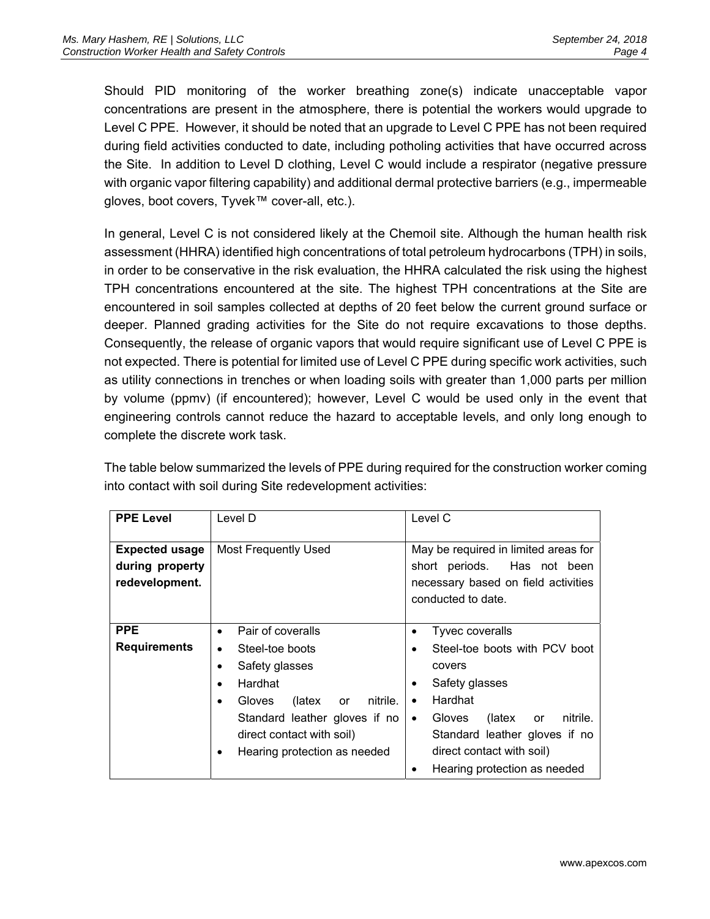Should PID monitoring of the worker breathing zone(s) indicate unacceptable vapor concentrations are present in the atmosphere, there is potential the workers would upgrade to Level C PPE. However, it should be noted that an upgrade to Level C PPE has not been required during field activities conducted to date, including potholing activities that have occurred across the Site. In addition to Level D clothing, Level C would include a respirator (negative pressure with organic vapor filtering capability) and additional dermal protective barriers (e.g., impermeable gloves, boot covers, Tyvek™ cover-all, etc.).

In general, Level C is not considered likely at the Chemoil site. Although the human health risk assessment (HHRA) identified high concentrations of total petroleum hydrocarbons (TPH) in soils, in order to be conservative in the risk evaluation, the HHRA calculated the risk using the highest TPH concentrations encountered at the site. The highest TPH concentrations at the Site are encountered in soil samples collected at depths of 20 feet below the current ground surface or deeper. Planned grading activities for the Site do not require excavations to those depths. Consequently, the release of organic vapors that would require significant use of Level C PPE is not expected. There is potential for limited use of Level C PPE during specific work activities, such as utility connections in trenches or when loading soils with greater than 1,000 parts per million by volume (ppmv) (if encountered); however, Level C would be used only in the event that engineering controls cannot reduce the hazard to acceptable levels, and only long enough to complete the discrete work task.

The table below summarized the levels of PPE during required for the construction worker coming into contact with soil during Site redevelopment activities:

| **PPE Level** | Level D | Level C |
|---|---|---|
| **Expected usage during property redevelopment.** | Most Frequently Used | May be required in limited areas for short periods. Has not been necessary based on field activities conducted to date. |
| **PPE Requirements** | • Pair of coveralls<br>• Steel-toe boots<br>• Safety glasses<br>• Hardhat<br>• Gloves (latex or nitrile. Standard leather gloves if no direct contact with soil)<br>• Hearing protection as needed | • Tyvec coveralls<br>• Steel-toe boots with PCV boot covers<br>• Safety glasses<br>• Hardhat<br>• Gloves (latex or nitrile. Standard leather gloves if no direct contact with soil)<br>• Hearing protection as needed |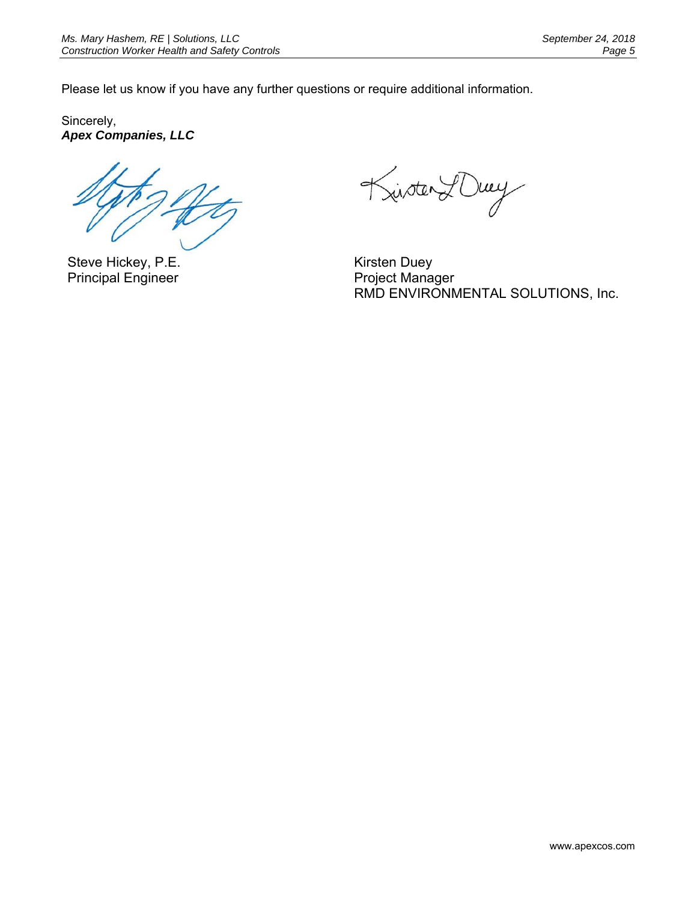Please let us know if you have any further questions or require additional information.

Sincerely,
***Apex Companies, LLC***

Steve Hickey, P.E.
Principal Engineer

Kirsten Duey
Project Manager
RMD ENVIRONMENTAL SOLUTIONS, Inc.

www.apexcos.com